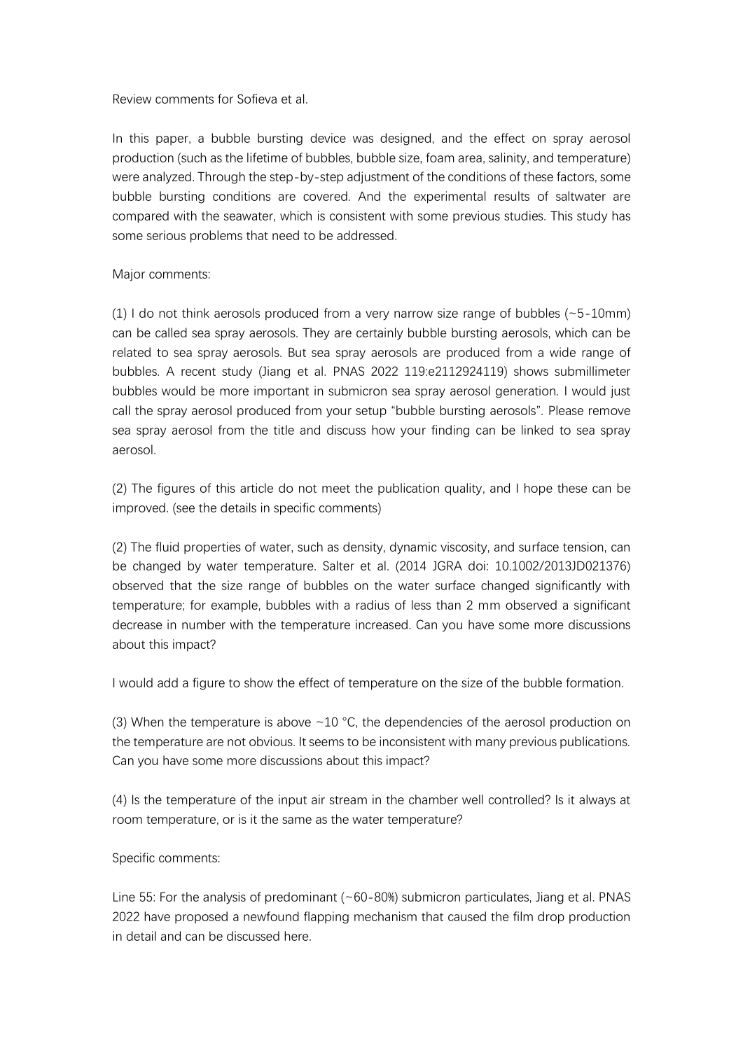Review comments for Sofieva et al.

In this paper, a bubble bursting device was designed, and the effect on spray aerosol production (such as the lifetime of bubbles, bubble size, foam area, salinity, and temperature) were analyzed. Through the step-by-step adjustment of the conditions of these factors, some bubble bursting conditions are covered. And the experimental results of saltwater are compared with the seawater, which is consistent with some previous studies. This study has some serious problems that need to be addressed.

Major comments:

(1) I do not think aerosols produced from a very narrow size range of bubbles (~5-10mm) can be called sea spray aerosols. They are certainly bubble bursting aerosols, which can be related to sea spray aerosols. But sea spray aerosols are produced from a wide range of bubbles. A recent study (Jiang et al. PNAS 2022 119:e2112924119) shows submillimeter bubbles would be more important in submicron sea spray aerosol generation. I would just call the spray aerosol produced from your setup "bubble bursting aerosols". Please remove sea spray aerosol from the title and discuss how your finding can be linked to sea spray aerosol.

(2) The figures of this article do not meet the publication quality, and I hope these can be improved. (see the details in specific comments)

(2) The fluid properties of water, such as density, dynamic viscosity, and surface tension, can be changed by water temperature. Salter et al. (2014 JGRA doi: 10.1002/2013JD021376) observed that the size range of bubbles on the water surface changed significantly with temperature; for example, bubbles with a radius of less than 2 mm observed a significant decrease in number with the temperature increased. Can you have some more discussions about this impact?

I would add a figure to show the effect of temperature on the size of the bubble formation.

(3) When the temperature is above ~10 °C, the dependencies of the aerosol production on the temperature are not obvious. It seems to be inconsistent with many previous publications. Can you have some more discussions about this impact?

(4) Is the temperature of the input air stream in the chamber well controlled? Is it always at room temperature, or is it the same as the water temperature?

Specific comments:

Line 55: For the analysis of predominant (~60-80%) submicron particulates, Jiang et al. PNAS 2022 have proposed a newfound flapping mechanism that caused the film drop production in detail and can be discussed here.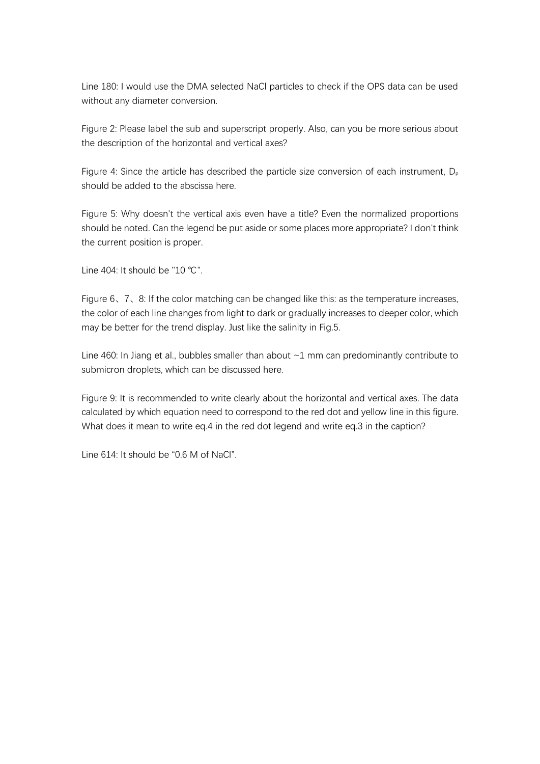Line 180: I would use the DMA selected NaCl particles to check if the OPS data can be used without any diameter conversion.

Figure 2: Please label the sub and superscript properly. Also, can you be more serious about the description of the horizontal and vertical axes?

Figure 4: Since the article has described the particle size conversion of each instrument, $D_p$ should be added to the abscissa here.

Figure 5: Why doesn't the vertical axis even have a title? Even the normalized proportions should be noted. Can the legend be put aside or some places more appropriate? I don't think the current position is proper.

Line 404: It should be "10 ℃".

Figure 6、7、8: If the color matching can be changed like this: as the temperature increases, the color of each line changes from light to dark or gradually increases to deeper color, which may be better for the trend display. Just like the salinity in Fig.5.

Line 460: In Jiang et al., bubbles smaller than about ~1 mm can predominantly contribute to submicron droplets, which can be discussed here.

Figure 9: It is recommended to write clearly about the horizontal and vertical axes. The data calculated by which equation need to correspond to the red dot and yellow line in this figure. What does it mean to write eq.4 in the red dot legend and write eq.3 in the caption?

Line 614: It should be "0.6 M of NaCl".